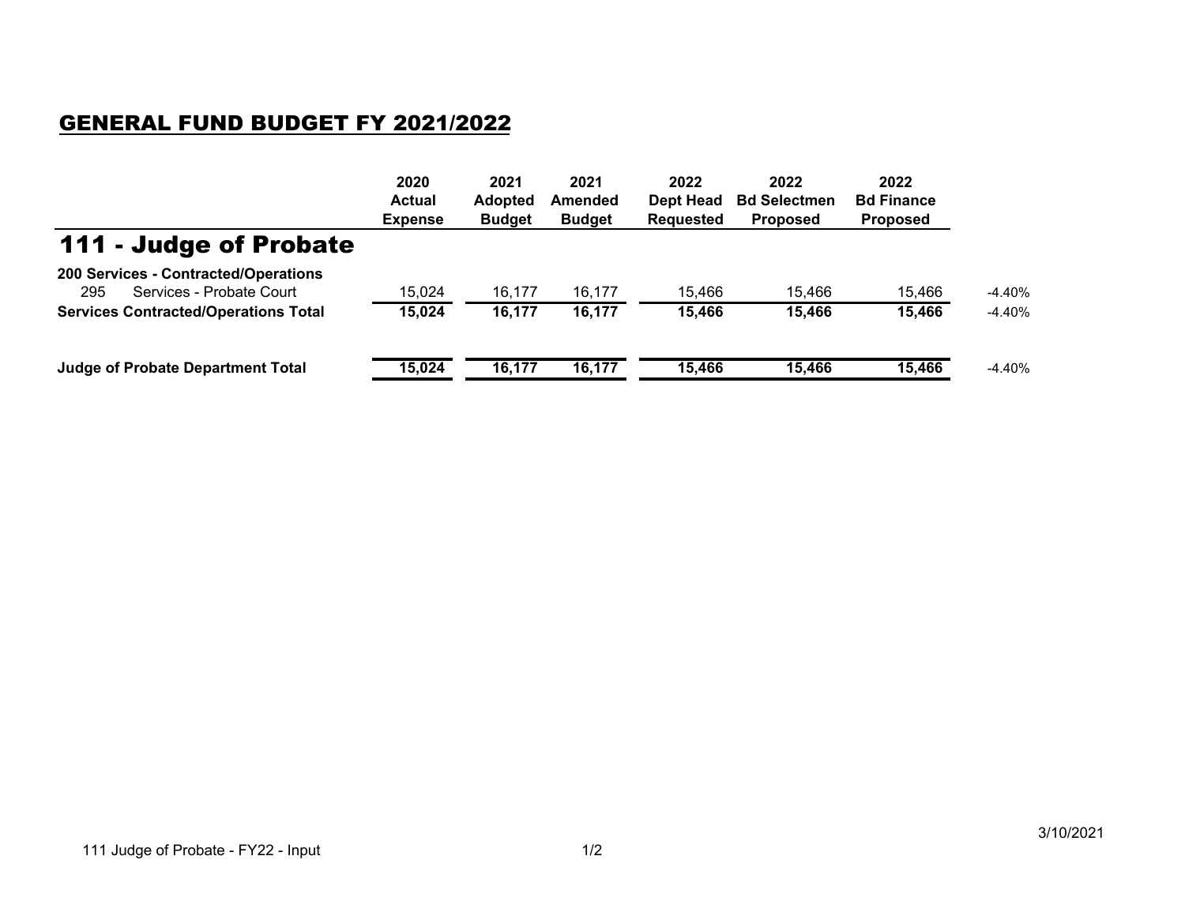## GENERAL FUND BUDGET FY 2021/2022

| | 2020 Actual Expense | 2021 Adopted Budget | 2021 Amended Budget | 2022 Dept Head Requested | 2022 Bd Selectmen Proposed | 2022 Bd Finance Proposed | |
|---|---|---|---|---|---|---|---|
| **111 - Judge of Probate** | | | | | | | |
| **200 Services - Contracted/Operations** | | | | | | | |
| 295 Services - Probate Court | 15,024 | 16,177 | 16,177 | 15,466 | 15,466 | 15,466 | -4.40% |
| **Services Contracted/Operations Total** | **15,024** | **16,177** | **16,177** | **15,466** | **15,466** | **15,466** | -4.40% |
| **Judge of Probate Department Total** | **15,024** | **16,177** | **16,177** | **15,466** | **15,466** | **15,466** | -4.40% |

111 Judge of Probate - FY22 - Input

3/10/2021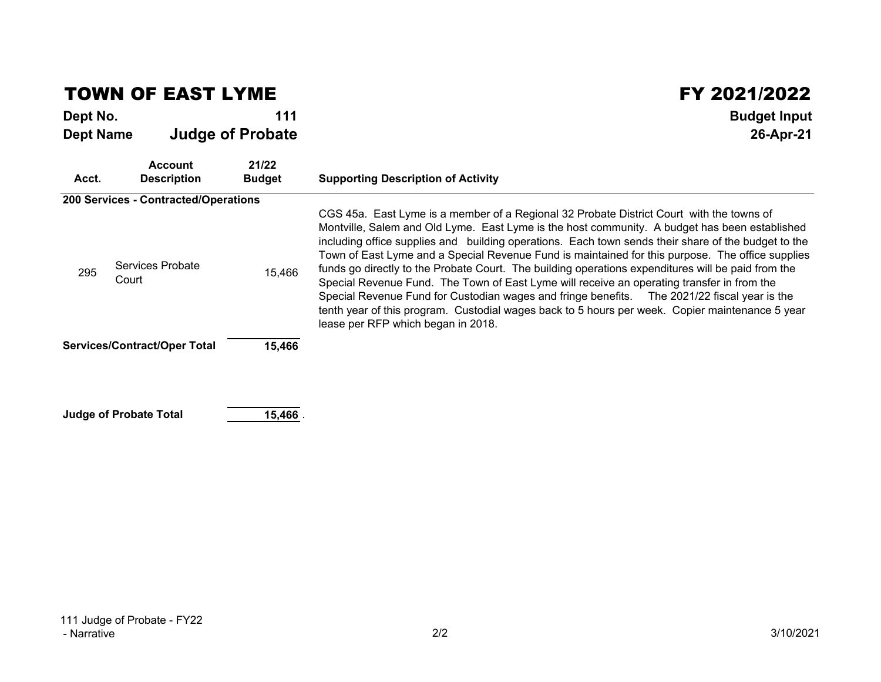# TOWN OF EAST LYME

# FY 2021/2022

**Dept No.** **111**

**Dept Name** **Judge of Probate**

**Budget Input**

**26-Apr-21**

| Acct. | Account Description | 21/22 Budget | Supporting Description of Activity |
|---|---|---|---|
| **200 Services - Contracted/Operations** | | | |
| 295 | Services Probate Court | 15,466 | CGS 45a. East Lyme is a member of a Regional 32 Probate District Court with the towns of Montville, Salem and Old Lyme. East Lyme is the host community. A budget has been established including office supplies and building operations. Each town sends their share of the budget to the Town of East Lyme and a Special Revenue Fund is maintained for this purpose. The office supplies funds go directly to the Probate Court. The building operations expenditures will be paid from the Special Revenue Fund. The Town of East Lyme will receive an operating transfer in from the Special Revenue Fund for Custodian wages and fringe benefits. The 2021/22 fiscal year is the tenth year of this program. Custodial wages back to 5 hours per week. Copier maintenance 5 year lease per RFP which began in 2018. |
| **Services/Contract/Oper Total** | | **15,466** | |
| **Judge of Probate Total** | | **15,466** | |

111 Judge of Probate - FY22 - Narrative

3/10/2021